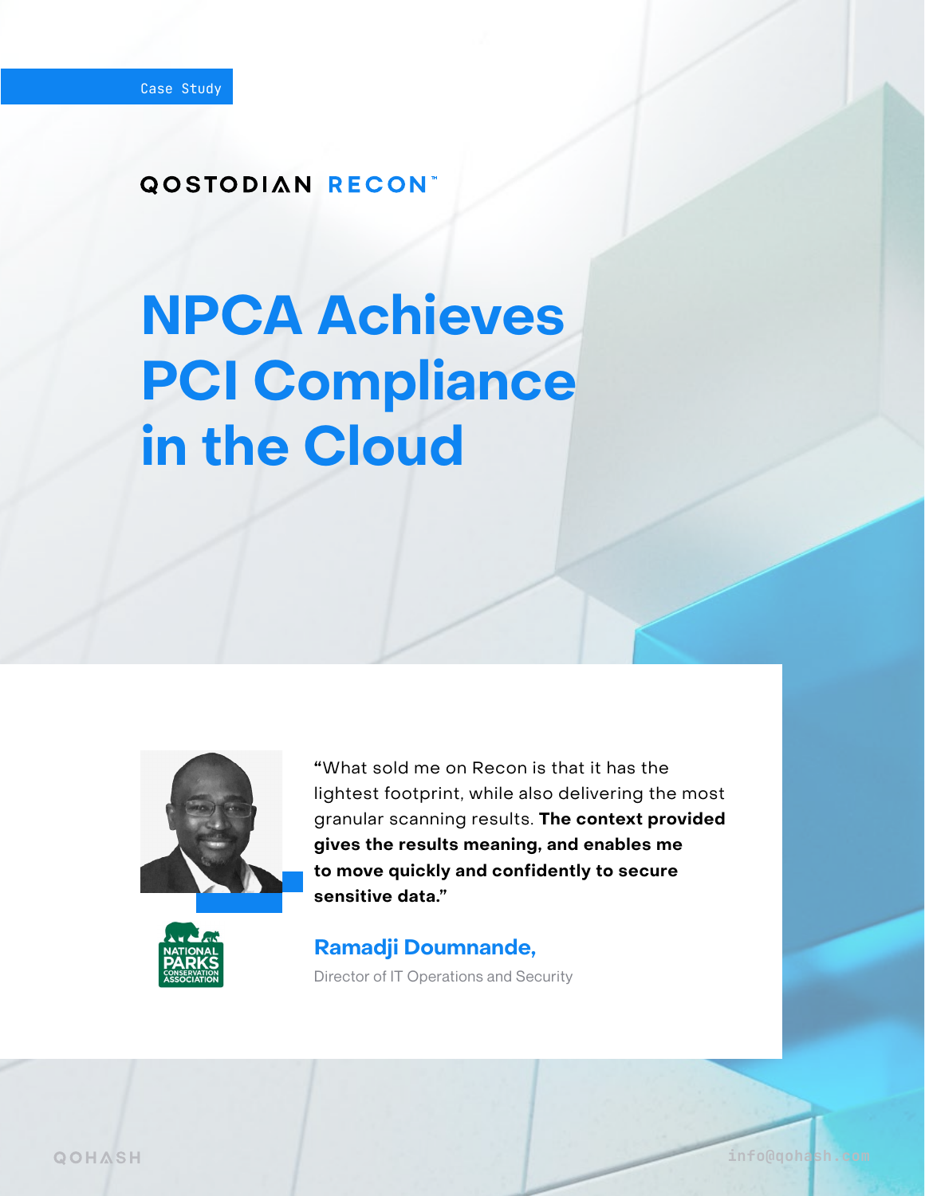Case Study

QOSTODIAN RECON™

# NPCA Achieves PCI Compliance in the Cloud

"What sold me on Recon is that it has the lightest footprint, while also delivering the most granular scanning results. **The context provided gives the results meaning, and enables me to move quickly and confidently to secure sensitive data."**

**Ramadji Doumnande,**

Director of IT Operations and Security

QOHASH

info@qohash.com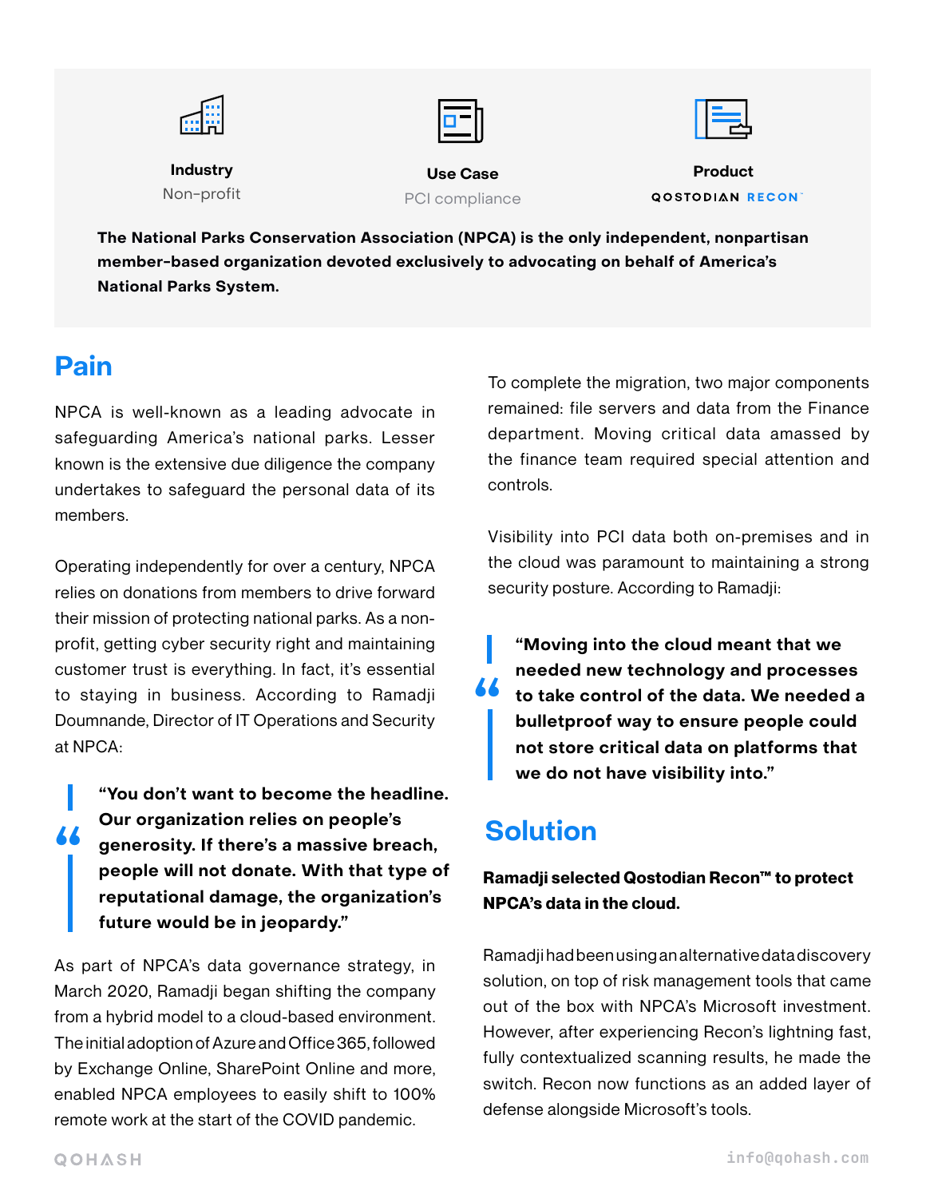**Industry**
Non-profit

**Use Case**
PCI compliance

**Product**
QOSTODIAN RECON

**The National Parks Conservation Association (NPCA) is the only independent, nonpartisan member-based organization devoted exclusively to advocating on behalf of America's National Parks System.**

## Pain

NPCA is well-known as a leading advocate in safeguarding America's national parks. Lesser known is the extensive due diligence the company undertakes to safeguard the personal data of its members.

Operating independently for over a century, NPCA relies on donations from members to drive forward their mission of protecting national parks. As a non-profit, getting cyber security right and maintaining customer trust is everything. In fact, it's essential to staying in business. According to Ramadji Doumnande, Director of IT Operations and Security at NPCA:

> **"You don't want to become the headline. Our organization relies on people's generosity. If there's a massive breach, people will not donate. With that type of reputational damage, the organization's future would be in jeopardy."**

As part of NPCA's data governance strategy, in March 2020, Ramadji began shifting the company from a hybrid model to a cloud-based environment. The initial adoption of Azure and Office 365, followed by Exchange Online, SharePoint Online and more, enabled NPCA employees to easily shift to 100% remote work at the start of the COVID pandemic.

To complete the migration, two major components remained: file servers and data from the Finance department. Moving critical data amassed by the finance team required special attention and controls.

Visibility into PCI data both on-premises and in the cloud was paramount to maintaining a strong security posture. According to Ramadji:

> **"Moving into the cloud meant that we needed new technology and processes to take control of the data. We needed a bulletproof way to ensure people could not store critical data on platforms that we do not have visibility into."**

## Solution

**Ramadji selected Qostodian Recon™ to protect NPCA's data in the cloud.**

Ramadji had been using an alternative data discovery solution, on top of risk management tools that came out of the box with NPCA's Microsoft investment. However, after experiencing Recon's lightning fast, fully contextualized scanning results, he made the switch. Recon now functions as an added layer of defense alongside Microsoft's tools.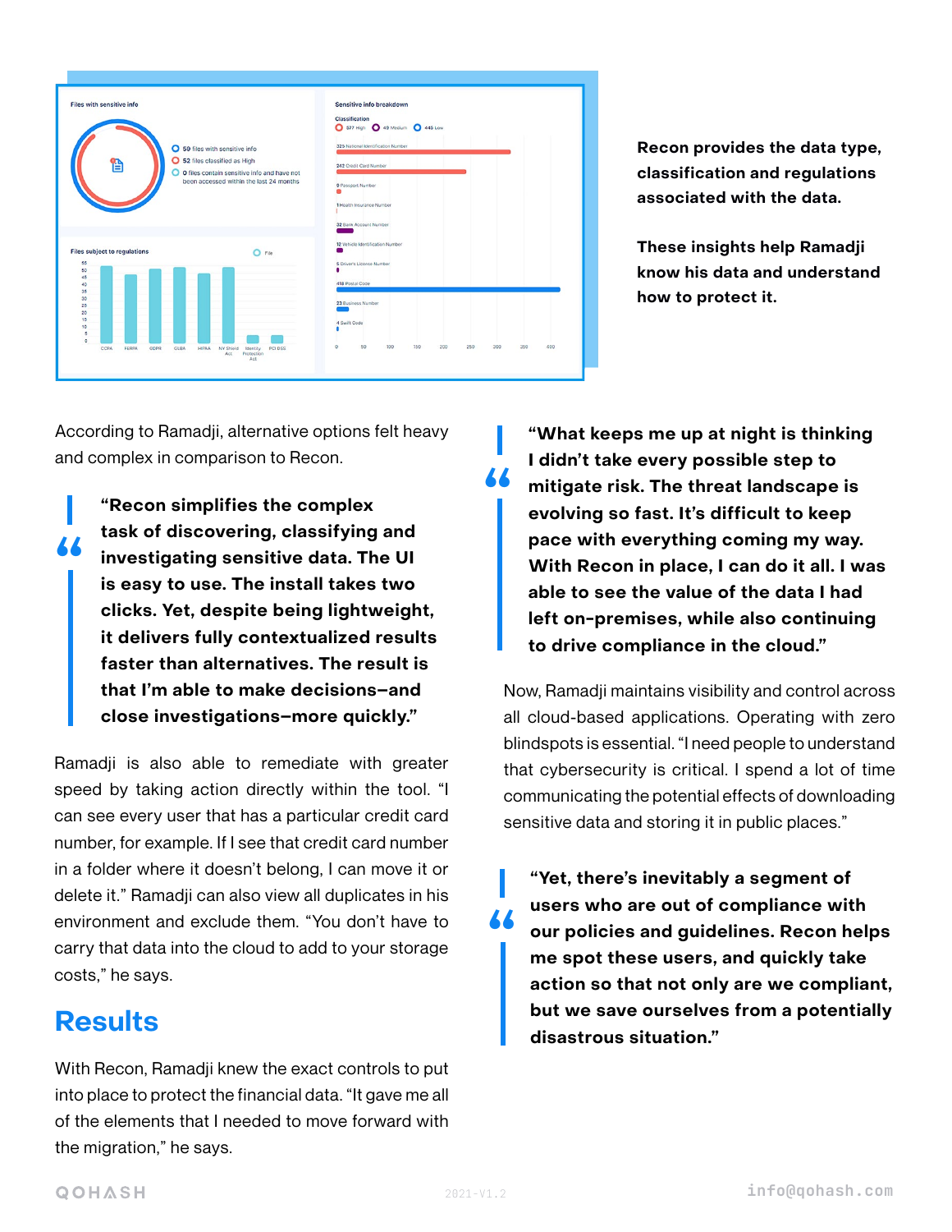Files with sensitive info

59 files with sensitive info
52 files classified as High
0 files contain sensitive info and have not been accessed within the last 24 months

Files subject to regulations

File

CCPA FERPA GDPR GLBA HIPAA NY Shield Act Identity Protection Act PCI DSS

Sensitive info breakdown

Classification

577 High 49 Medium 445 Low

325 National Identification Number
242 Credit Card Number
9 Passport Number
1 Health Insurance Number
32 Bank Account Number
12 Vehicle Identification Number
5 Driver's License Number
418 Postal Code
23 Business Number
4 Swift Code

**Recon provides the data type, classification and regulations associated with the data.**

**These insights help Ramadji know his data and understand how to protect it.**

According to Ramadji, alternative options felt heavy and complex in comparison to Recon.

> **"Recon simplifies the complex task of discovering, classifying and investigating sensitive data. The UI is easy to use. The install takes two clicks. Yet, despite being lightweight, it delivers fully contextualized results faster than alternatives. The result is that I'm able to make decisions–and close investigations–more quickly."**

Ramadji is also able to remediate with greater speed by taking action directly within the tool. "I can see every user that has a particular credit card number, for example. If I see that credit card number in a folder where it doesn't belong, I can move it or delete it." Ramadji can also view all duplicates in his environment and exclude them. "You don't have to carry that data into the cloud to add to your storage costs," he says.

## Results

With Recon, Ramadji knew the exact controls to put into place to protect the financial data. "It gave me all of the elements that I needed to move forward with the migration," he says.

> **"What keeps me up at night is thinking I didn't take every possible step to mitigate risk. The threat landscape is evolving so fast. It's difficult to keep pace with everything coming my way. With Recon in place, I can do it all. I was able to see the value of the data I had left on-premises, while also continuing to drive compliance in the cloud."**

Now, Ramadji maintains visibility and control across all cloud-based applications. Operating with zero blindspots is essential. "I need people to understand that cybersecurity is critical. I spend a lot of time communicating the potential effects of downloading sensitive data and storing it in public places."

> **"Yet, there's inevitably a segment of users who are out of compliance with our policies and guidelines. Recon helps me spot these users, and quickly take action so that not only are we compliant, but we save ourselves from a potentially disastrous situation."**